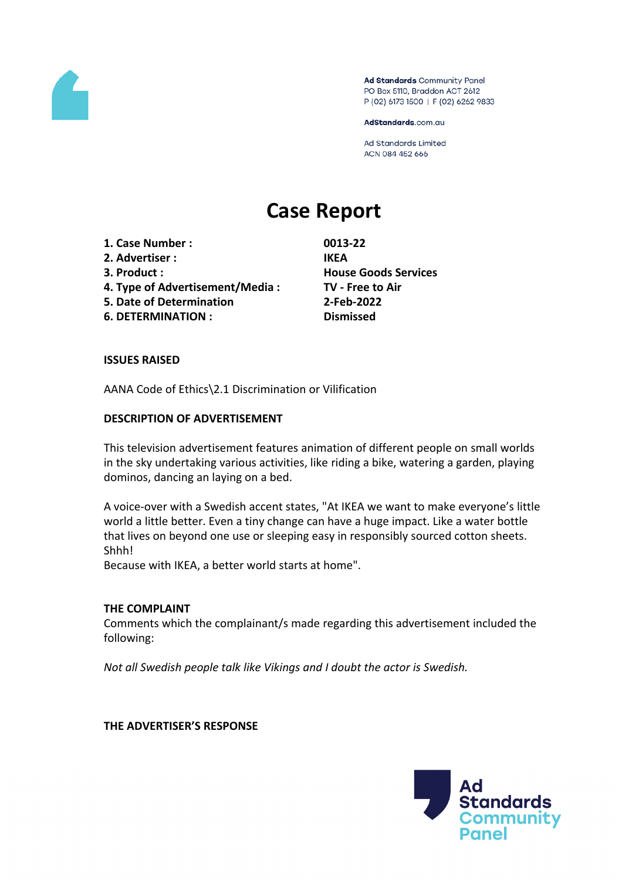Ad Standards Community Panel
PO Box 5110, Braddon ACT 2612
P (02) 6173 1500 | F (02) 6262 9833

AdStandards.com.au

Ad Standards Limited
ACN 084 452 666

# Case Report

| | |
|---|---|
| **1. Case Number :** | **0013-22** |
| **2. Advertiser :** | **IKEA** |
| **3. Product :** | **House Goods Services** |
| **4. Type of Advertisement/Media :** | **TV - Free to Air** |
| **5. Date of Determination** | **2-Feb-2022** |
| **6. DETERMINATION :** | **Dismissed** |

**ISSUES RAISED**

AANA Code of Ethics\2.1 Discrimination or Vilification

**DESCRIPTION OF ADVERTISEMENT**

This television advertisement features animation of different people on small worlds in the sky undertaking various activities, like riding a bike, watering a garden, playing dominos, dancing an laying on a bed.

A voice-over with a Swedish accent states, "At IKEA we want to make everyone's little world a little better. Even a tiny change can have a huge impact. Like a water bottle that lives on beyond one use or sleeping easy in responsibly sourced cotton sheets. Shhh!
Because with IKEA, a better world starts at home".

**THE COMPLAINT**

Comments which the complainant/s made regarding this advertisement included the following:

*Not all Swedish people talk like Vikings and I doubt the actor is Swedish.*

**THE ADVERTISER'S RESPONSE**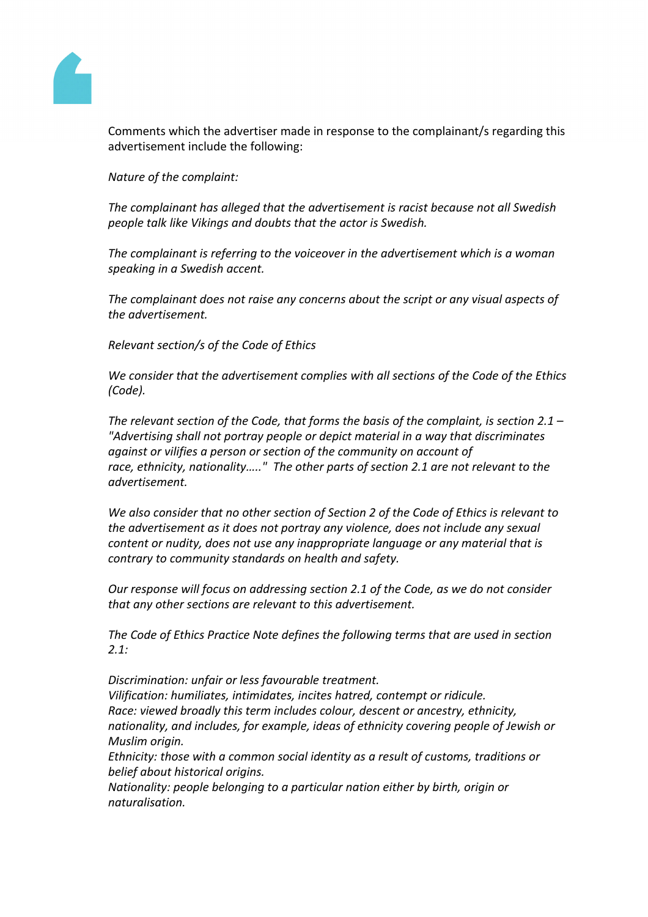Comments which the advertiser made in response to the complainant/s regarding this advertisement include the following:

*Nature of the complaint:*

*The complainant has alleged that the advertisement is racist because not all Swedish people talk like Vikings and doubts that the actor is Swedish.*

*The complainant is referring to the voiceover in the advertisement which is a woman speaking in a Swedish accent.*

*The complainant does not raise any concerns about the script or any visual aspects of the advertisement.*

*Relevant section/s of the Code of Ethics*

*We consider that the advertisement complies with all sections of the Code of the Ethics (Code).*

*The relevant section of the Code, that forms the basis of the complaint, is section 2.1 – "Advertising shall not portray people or depict material in a way that discriminates against or vilifies a person or section of the community on account of race, ethnicity, nationality….." The other parts of section 2.1 are not relevant to the advertisement.*

*We also consider that no other section of Section 2 of the Code of Ethics is relevant to the advertisement as it does not portray any violence, does not include any sexual content or nudity, does not use any inappropriate language or any material that is contrary to community standards on health and safety.*

*Our response will focus on addressing section 2.1 of the Code, as we do not consider that any other sections are relevant to this advertisement.*

*The Code of Ethics Practice Note defines the following terms that are used in section 2.1:*

*Discrimination: unfair or less favourable treatment.*
*Vilification: humiliates, intimidates, incites hatred, contempt or ridicule.*
*Race: viewed broadly this term includes colour, descent or ancestry, ethnicity, nationality, and includes, for example, ideas of ethnicity covering people of Jewish or Muslim origin.*
*Ethnicity: those with a common social identity as a result of customs, traditions or belief about historical origins.*
*Nationality: people belonging to a particular nation either by birth, origin or naturalisation.*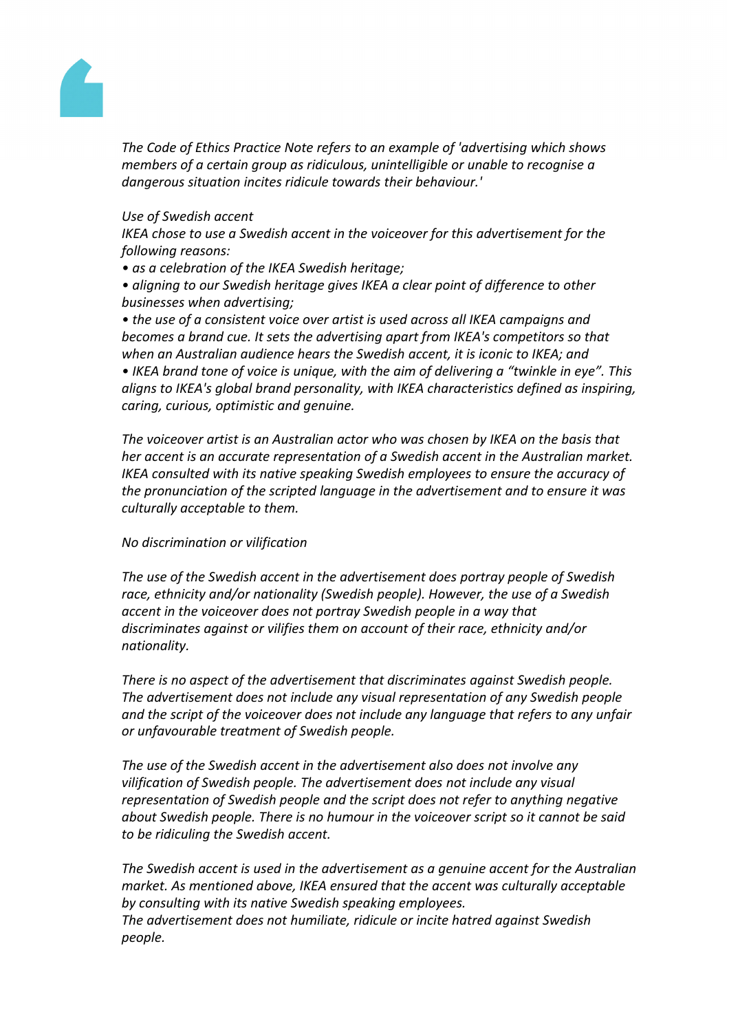*The Code of Ethics Practice Note refers to an example of 'advertising which shows members of a certain group as ridiculous, unintelligible or unable to recognise a dangerous situation incites ridicule towards their behaviour.'*

*Use of Swedish accent*

*IKEA chose to use a Swedish accent in the voiceover for this advertisement for the following reasons:*

- *as a celebration of the IKEA Swedish heritage;*
- *aligning to our Swedish heritage gives IKEA a clear point of difference to other businesses when advertising;*
- *the use of a consistent voice over artist is used across all IKEA campaigns and becomes a brand cue. It sets the advertising apart from IKEA's competitors so that when an Australian audience hears the Swedish accent, it is iconic to IKEA; and*
- *IKEA brand tone of voice is unique, with the aim of delivering a "twinkle in eye". This aligns to IKEA's global brand personality, with IKEA characteristics defined as inspiring, caring, curious, optimistic and genuine.*

*The voiceover artist is an Australian actor who was chosen by IKEA on the basis that her accent is an accurate representation of a Swedish accent in the Australian market. IKEA consulted with its native speaking Swedish employees to ensure the accuracy of the pronunciation of the scripted language in the advertisement and to ensure it was culturally acceptable to them.*

*No discrimination or vilification*

*The use of the Swedish accent in the advertisement does portray people of Swedish race, ethnicity and/or nationality (Swedish people). However, the use of a Swedish accent in the voiceover does not portray Swedish people in a way that discriminates against or vilifies them on account of their race, ethnicity and/or nationality.*

*There is no aspect of the advertisement that discriminates against Swedish people. The advertisement does not include any visual representation of any Swedish people and the script of the voiceover does not include any language that refers to any unfair or unfavourable treatment of Swedish people.*

*The use of the Swedish accent in the advertisement also does not involve any vilification of Swedish people. The advertisement does not include any visual representation of Swedish people and the script does not refer to anything negative about Swedish people. There is no humour in the voiceover script so it cannot be said to be ridiculing the Swedish accent.*

*The Swedish accent is used in the advertisement as a genuine accent for the Australian market. As mentioned above, IKEA ensured that the accent was culturally acceptable by consulting with its native Swedish speaking employees.*
*The advertisement does not humiliate, ridicule or incite hatred against Swedish people.*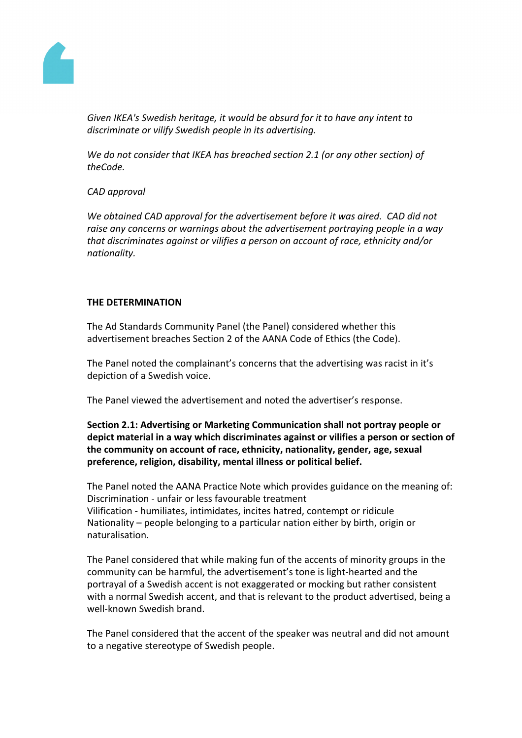*Given IKEA's Swedish heritage, it would be absurd for it to have any intent to discriminate or vilify Swedish people in its advertising.*

*We do not consider that IKEA has breached section 2.1 (or any other section) of theCode.*

*CAD approval*

*We obtained CAD approval for the advertisement before it was aired. CAD did not raise any concerns or warnings about the advertisement portraying people in a way that discriminates against or vilifies a person on account of race, ethnicity and/or nationality.*

**THE DETERMINATION**

The Ad Standards Community Panel (the Panel) considered whether this advertisement breaches Section 2 of the AANA Code of Ethics (the Code).

The Panel noted the complainant's concerns that the advertising was racist in it's depiction of a Swedish voice.

The Panel viewed the advertisement and noted the advertiser's response.

**Section 2.1: Advertising or Marketing Communication shall not portray people or depict material in a way which discriminates against or vilifies a person or section of the community on account of race, ethnicity, nationality, gender, age, sexual preference, religion, disability, mental illness or political belief.**

The Panel noted the AANA Practice Note which provides guidance on the meaning of:
Discrimination - unfair or less favourable treatment
Vilification - humiliates, intimidates, incites hatred, contempt or ridicule
Nationality – people belonging to a particular nation either by birth, origin or naturalisation.

The Panel considered that while making fun of the accents of minority groups in the community can be harmful, the advertisement's tone is light-hearted and the portrayal of a Swedish accent is not exaggerated or mocking but rather consistent with a normal Swedish accent, and that is relevant to the product advertised, being a well-known Swedish brand.

The Panel considered that the accent of the speaker was neutral and did not amount to a negative stereotype of Swedish people.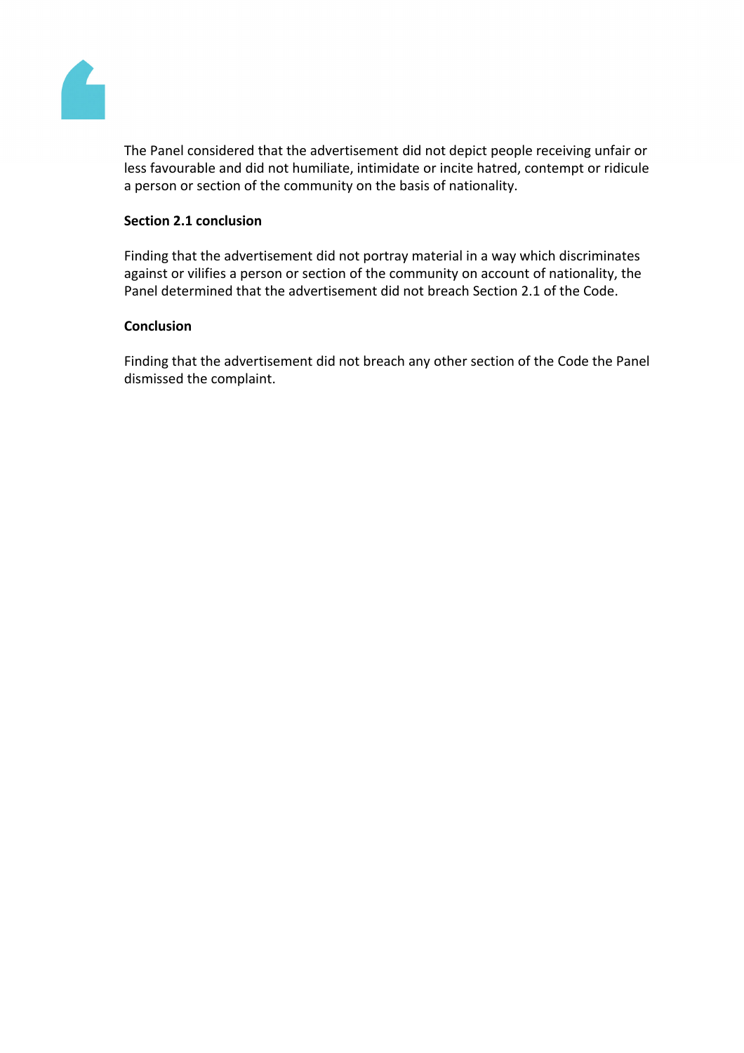The Panel considered that the advertisement did not depict people receiving unfair or less favourable and did not humiliate, intimidate or incite hatred, contempt or ridicule a person or section of the community on the basis of nationality.

**Section 2.1 conclusion**

Finding that the advertisement did not portray material in a way which discriminates against or vilifies a person or section of the community on account of nationality, the Panel determined that the advertisement did not breach Section 2.1 of the Code.

**Conclusion**

Finding that the advertisement did not breach any other section of the Code the Panel dismissed the complaint.